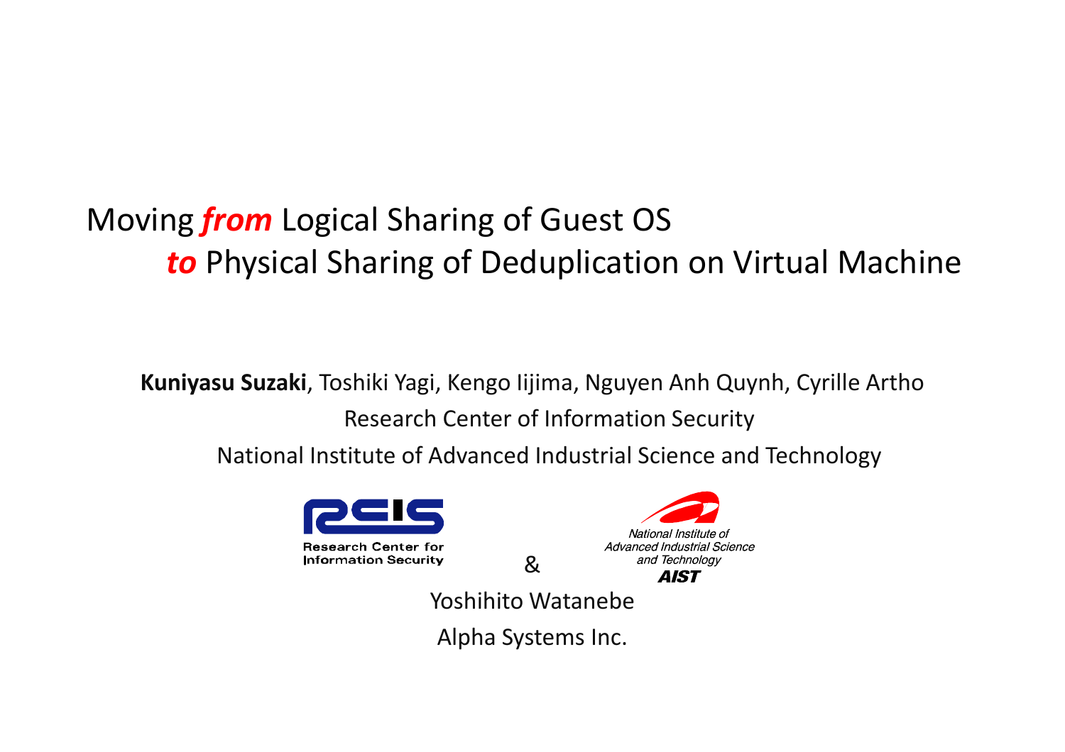# Moving ***from*** Logical Sharing of Guest OS ***to*** Physical Sharing of Deduplication on Virtual Machine

**Kuniyasu Suzaki**, Toshiki Yagi, Kengo Iijima, Nguyen Anh Quynh, Cyrille Artho

Research Center of Information Security

National Institute of Advanced Industrial Science and Technology

RCIS Research Center for Information Security

&

National Institute of Advanced Industrial Science and Technology AIST

Yoshihito Watanebe

Alpha Systems Inc.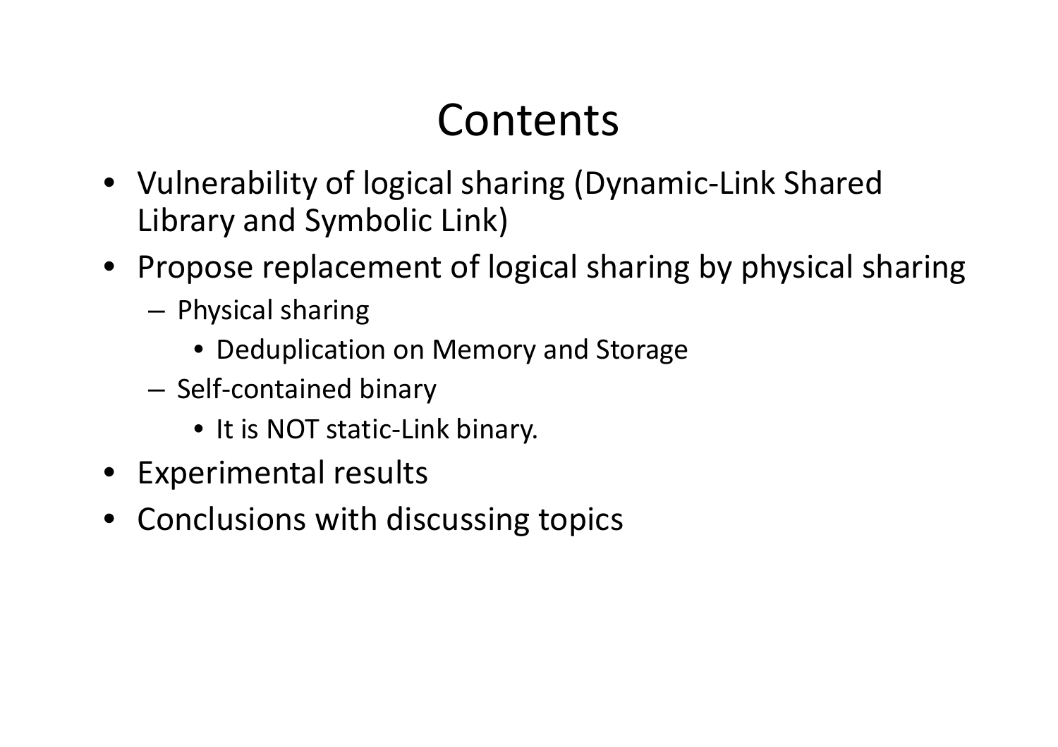# Contents

- Vulnerability of logical sharing (Dynamic-Link Shared Library and Symbolic Link)
- Propose replacement of logical sharing by physical sharing
  - Physical sharing
    - Deduplication on Memory and Storage
  - Self-contained binary
    - It is NOT static-Link binary.
- Experimental results
- Conclusions with discussing topics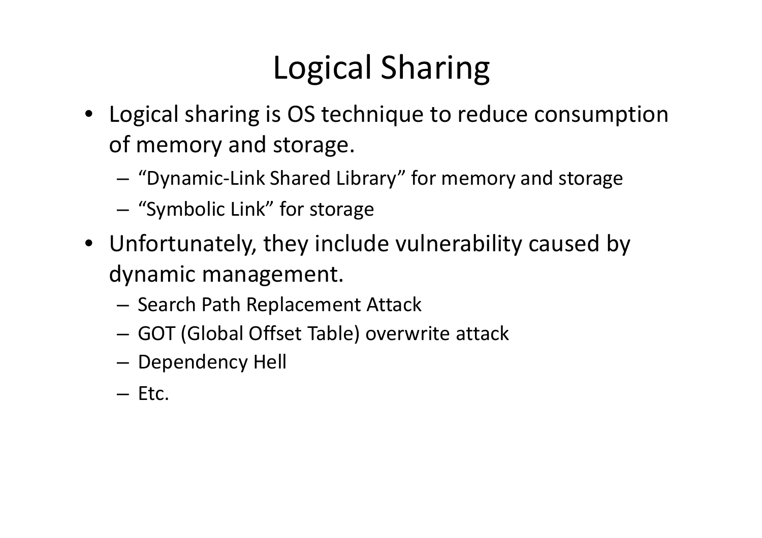# Logical Sharing

- Logical sharing is OS technique to reduce consumption of memory and storage.
  - “Dynamic-Link Shared Library” for memory and storage
  - “Symbolic Link” for storage
- Unfortunately, they include vulnerability caused by dynamic management.
  - Search Path Replacement Attack
  - GOT (Global Offset Table) overwrite attack
  - Dependency Hell
  - Etc.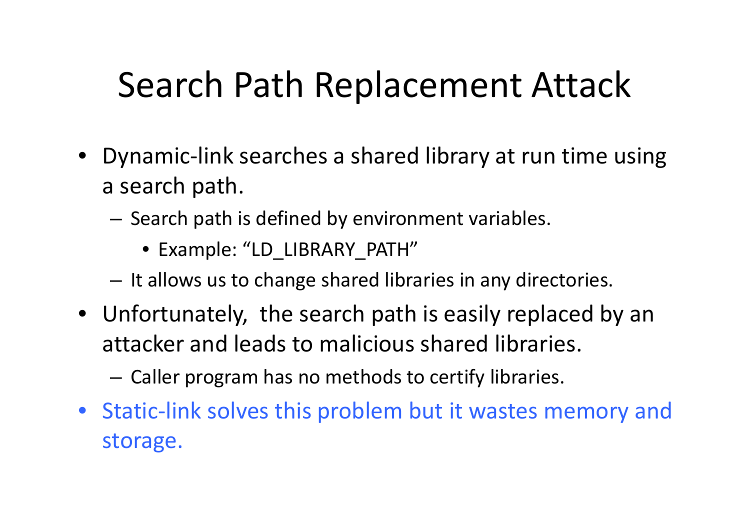# Search Path Replacement Attack

- Dynamic-link searches a shared library at run time using a search path.
  - Search path is defined by environment variables.
    - Example: “LD_LIBRARY_PATH”
  - It allows us to change shared libraries in any directories.
- Unfortunately, the search path is easily replaced by an attacker and leads to malicious shared libraries.
  - Caller program has no methods to certify libraries.
- Static-link solves this problem but it wastes memory and storage.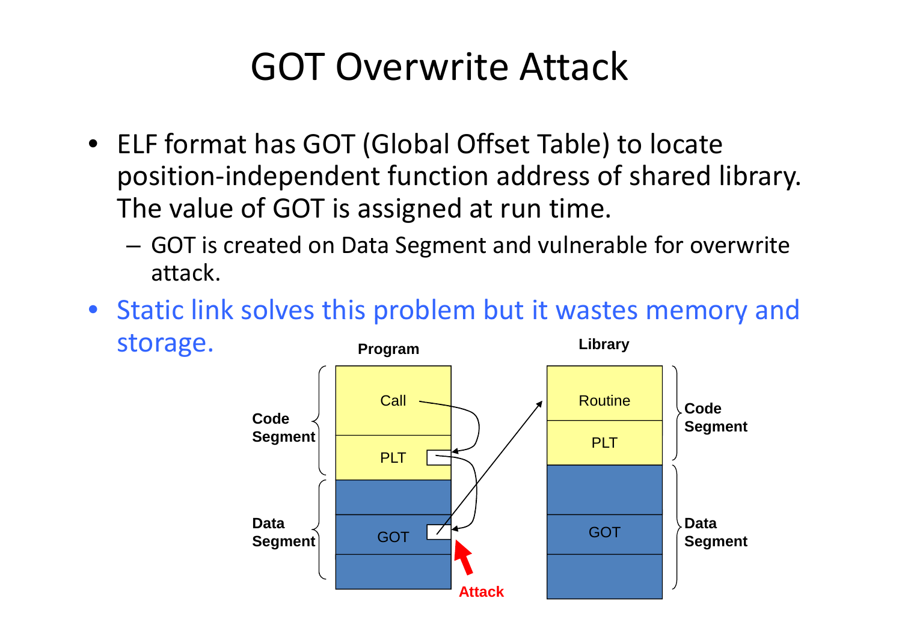# GOT Overwrite Attack

- ELF format has GOT (Global Offset Table) to locate position-independent function address of shared library. The value of GOT is assigned at run time.
  - GOT is created on Data Segment and vulnerable for overwrite attack.
- Static link solves this problem but it wastes memory and storage.

Program

Code Segment

Call

PLT

Data Segment

GOT

Attack

Library

Routine

PLT

Code Segment

GOT

Data Segment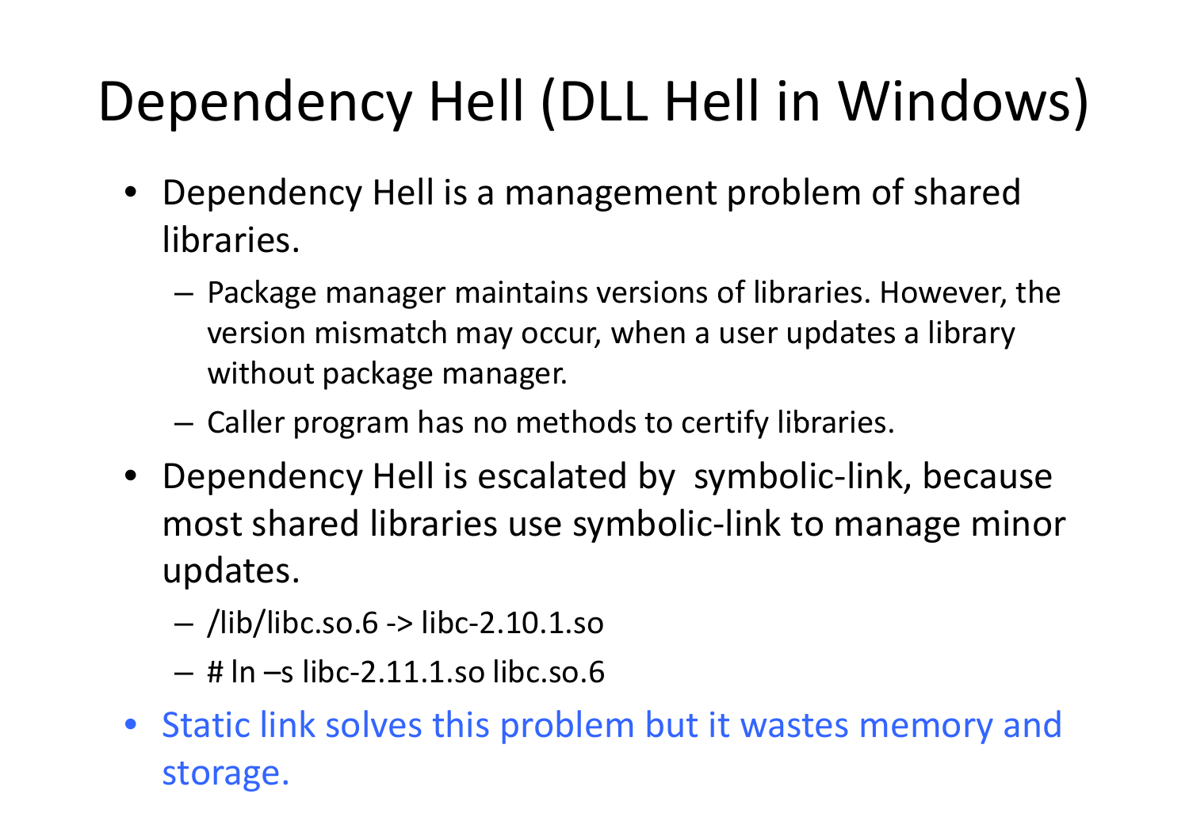# Dependency Hell (DLL Hell in Windows)

- Dependency Hell is a management problem of shared libraries.
  - Package manager maintains versions of libraries. However, the version mismatch may occur, when a user updates a library without package manager.
  - Caller program has no methods to certify libraries.
- Dependency Hell is escalated by symbolic-link, because most shared libraries use symbolic-link to manage minor updates.
  - /lib/libc.so.6 -> libc-2.10.1.so
  - # ln –s libc-2.11.1.so libc.so.6
- Static link solves this problem but it wastes memory and storage.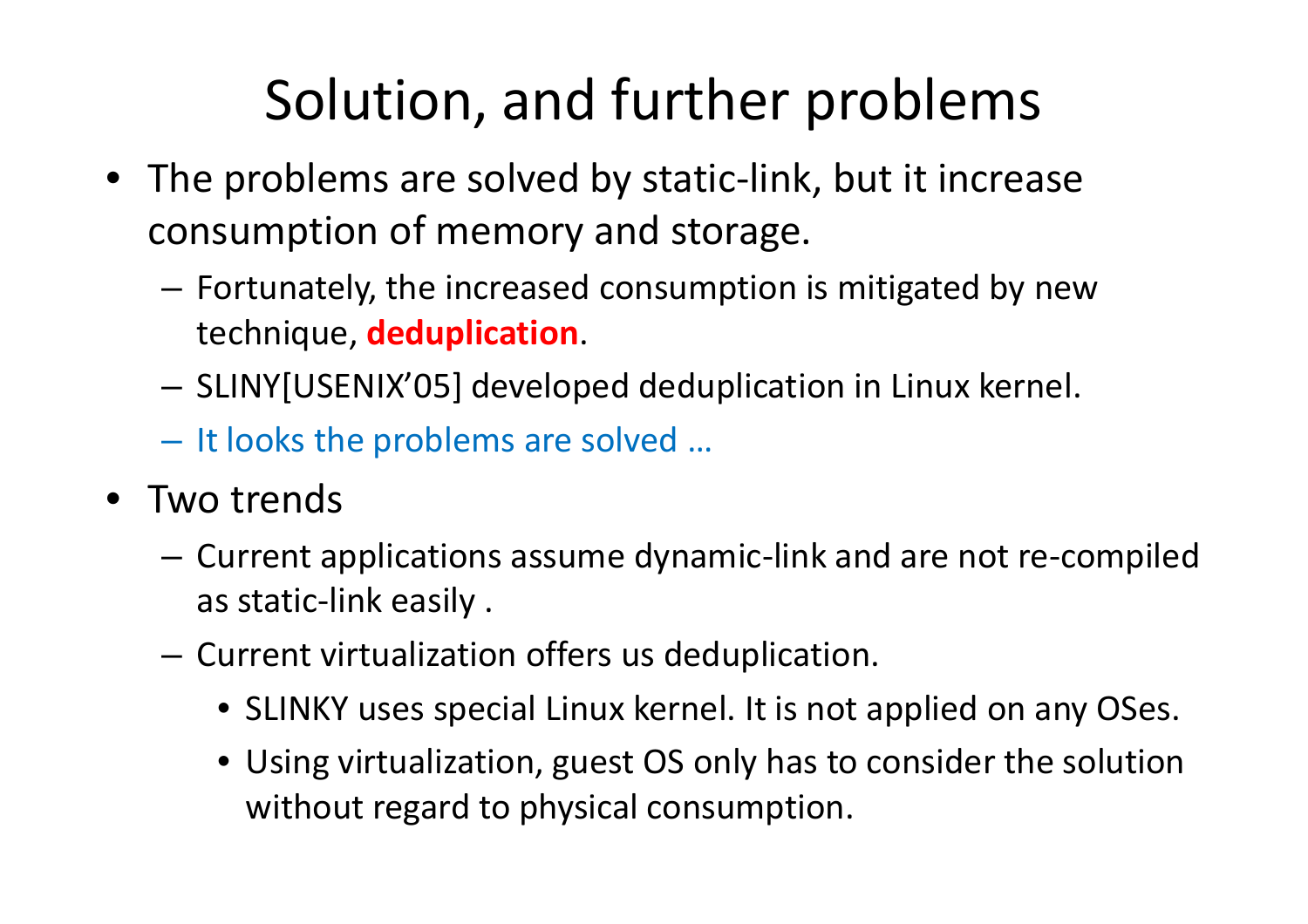# Solution, and further problems

- The problems are solved by static-link, but it increase consumption of memory and storage.
  - Fortunately, the increased consumption is mitigated by new technique, **deduplication**.
  - SLINY[USENIX'05] developed deduplication in Linux kernel.
  - It looks the problems are solved …
- Two trends
  - Current applications assume dynamic-link and are not re-compiled as static-link easily .
  - Current virtualization offers us deduplication.
    - SLINKY uses special Linux kernel. It is not applied on any OSes.
    - Using virtualization, guest OS only has to consider the solution without regard to physical consumption.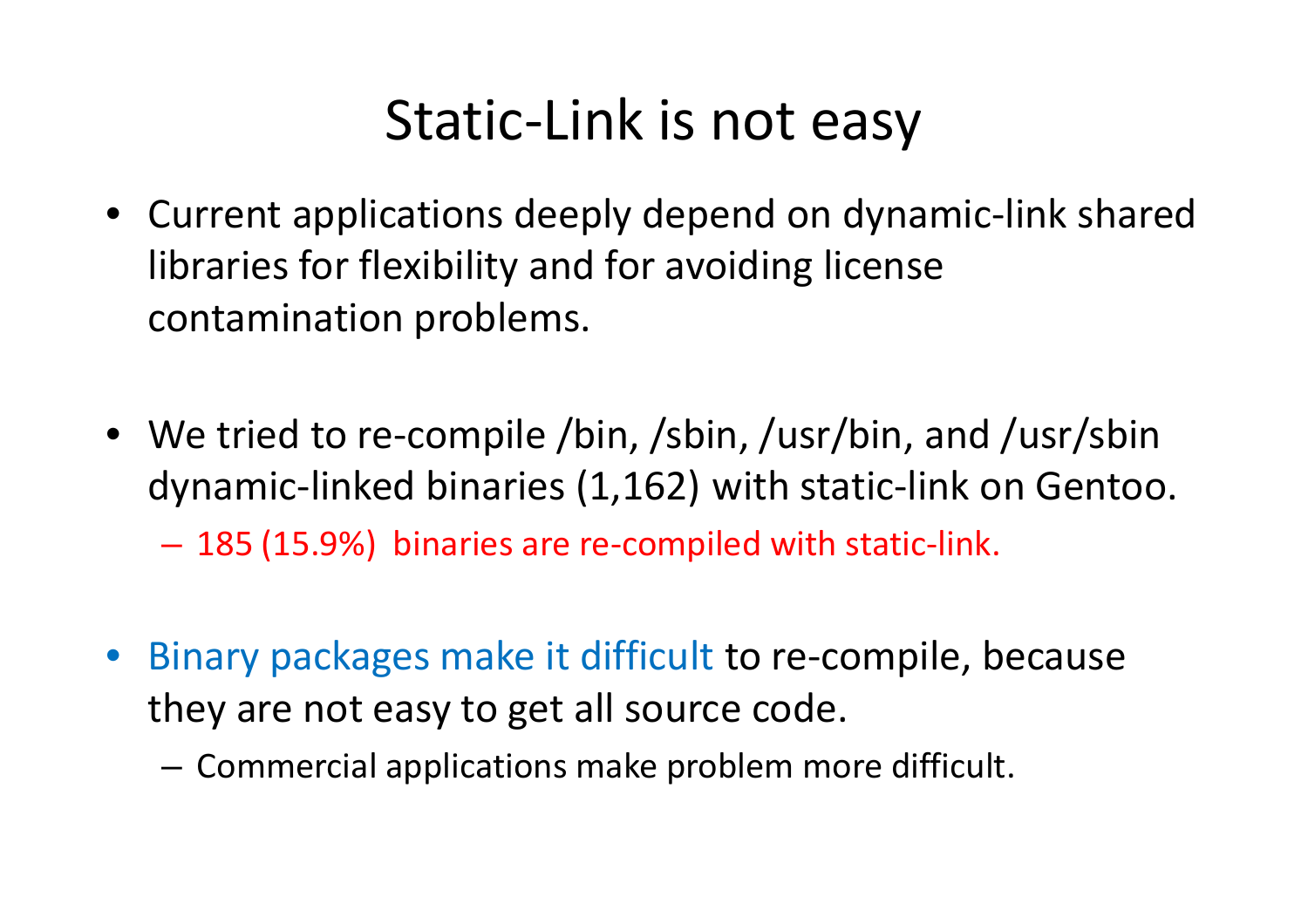# Static-Link is not easy

- Current applications deeply depend on dynamic-link shared libraries for flexibility and for avoiding license contamination problems.

- We tried to re-compile /bin, /sbin, /usr/bin, and /usr/sbin dynamic-linked binaries (1,162) with static-link on Gentoo.
  - 185 (15.9%) binaries are re-compiled with static-link.

- Binary packages make it difficult to re-compile, because they are not easy to get all source code.
  - Commercial applications make problem more difficult.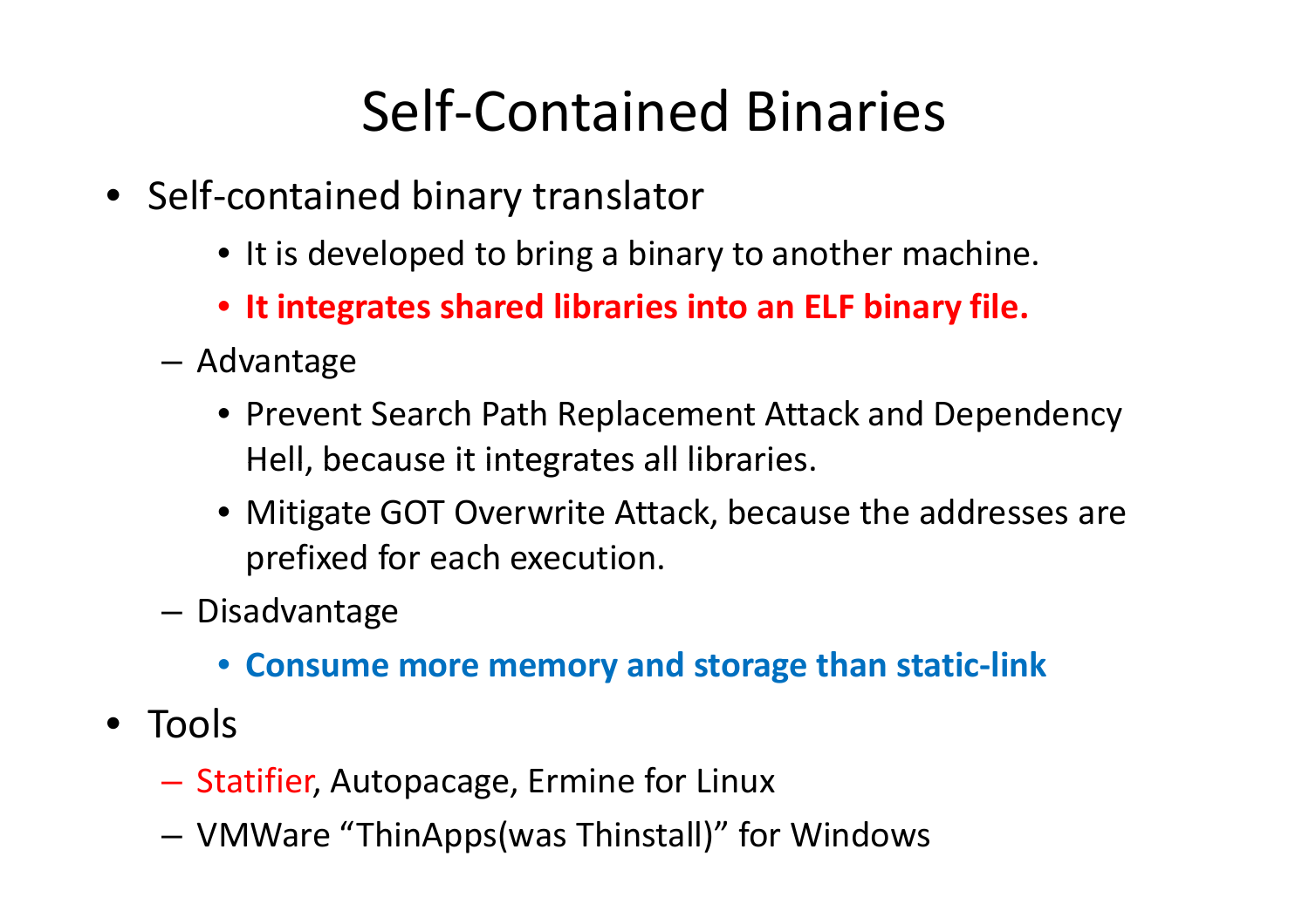# Self-Contained Binaries

- Self-contained binary translator
    - It is developed to bring a binary to another machine.
    - **It integrates shared libraries into an ELF binary file.**
  - Advantage
    - Prevent Search Path Replacement Attack and Dependency Hell, because it integrates all libraries.
    - Mitigate GOT Overwrite Attack, because the addresses are prefixed for each execution.
  - Disadvantage
    - **Consume more memory and storage than static-link**
- Tools
  - Statifier, Autopacage, Ermine for Linux
  - VMWare “ThinApps(was Thinstall)” for Windows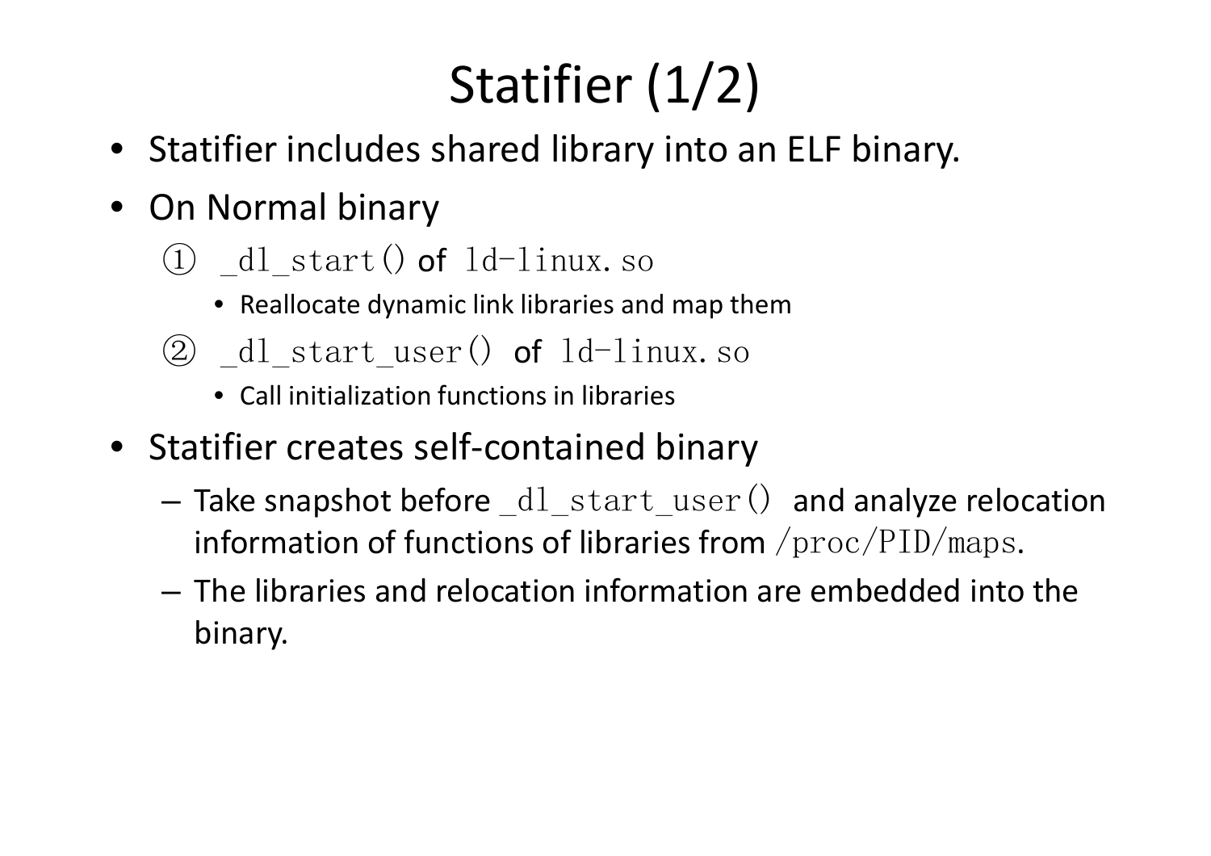# Statifier (1/2)

- Statifier includes shared library into an ELF binary.
- On Normal binary
  1. `_dl_start()` of `ld-linux.so`
     - Reallocate dynamic link libraries and map them
  2. `_dl_start_user()` of `ld-linux.so`
     - Call initialization functions in libraries
- Statifier creates self-contained binary
  - Take snapshot before `_dl_start_user()` and analyze relocation information of functions of libraries from `/proc/PID/maps`.
  - The libraries and relocation information are embedded into the binary.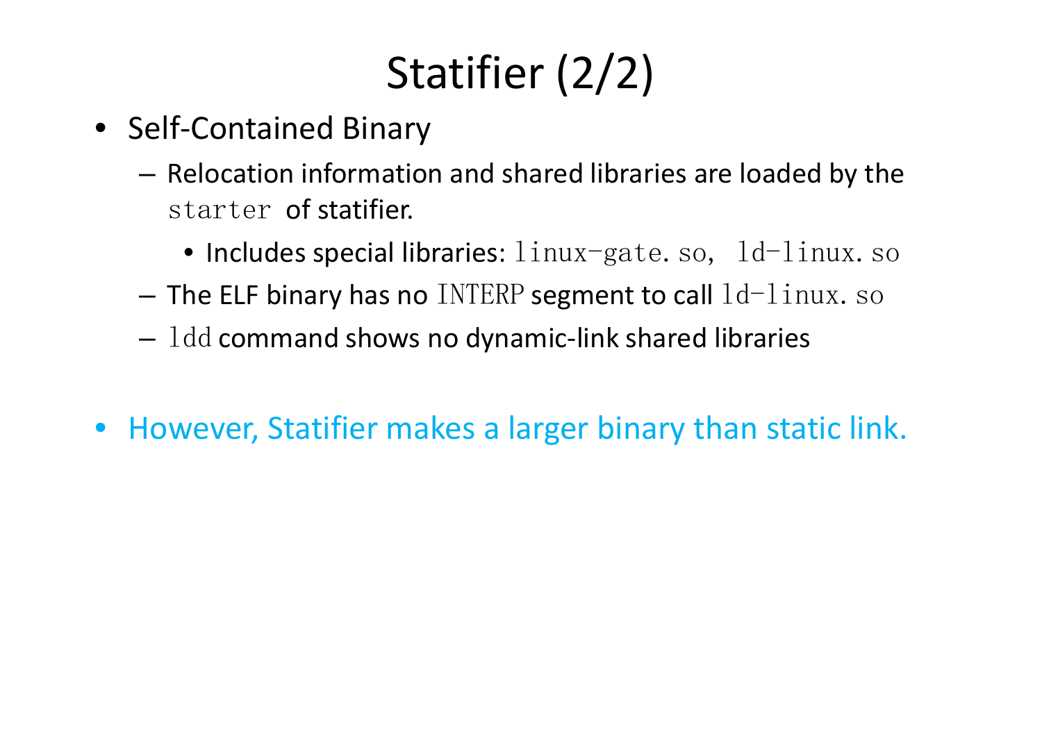# Statifier (2/2)

- Self-Contained Binary
  - Relocation information and shared libraries are loaded by the `starter` of statifier.
    - Includes special libraries: `linux-gate.so`, `ld-linux.so`
  - The ELF binary has no `INTERP` segment to call `ld-linux.so`
  - `ldd` command shows no dynamic-link shared libraries

- However, Statifier makes a larger binary than static link.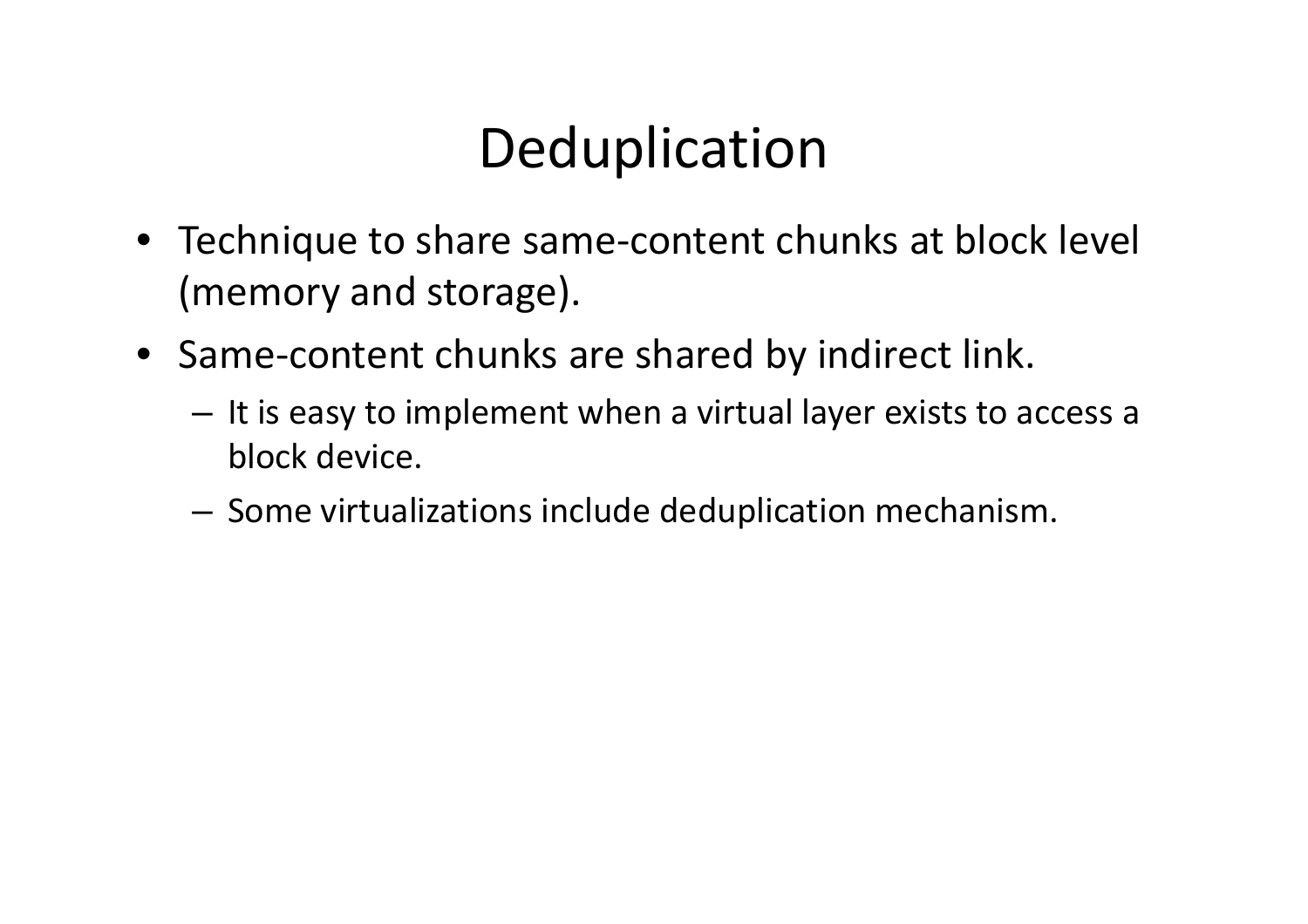# Deduplication

- Technique to share same-content chunks at block level (memory and storage).
- Same-content chunks are shared by indirect link.
  - It is easy to implement when a virtual layer exists to access a block device.
  - Some virtualizations include deduplication mechanism.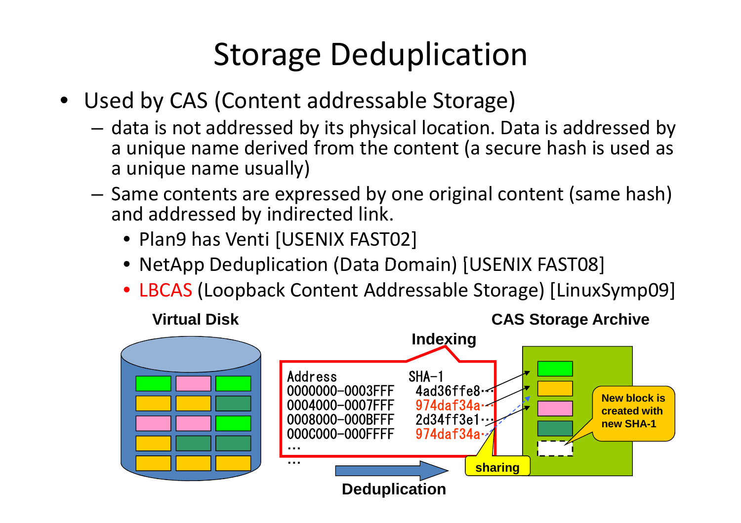# Storage Deduplication

- Used by CAS (Content addressable Storage)
  - data is not addressed by its physical location. Data is addressed by a unique name derived from the content (a secure hash is used as a unique name usually)
  - Same contents are expressed by one original content (same hash) and addressed by indirected link.
    - Plan9 has Venti [USENIX FAST02]
    - NetApp Deduplication (Data Domain) [USENIX FAST08]
    - LBCAS (Loopback Content Addressable Storage) [LinuxSymp09]

Virtual Disk

CAS Storage Archive

Indexing

| Address | SHA-1 |
|---|---|
| 0000000-0003FFF | 4ad36ffe8 |
| 0004000-0007FFF | 974daf34a |
| 0008000-000BFFF | 2d34ff3e1 |
| 000C000-000FFFF | 974daf34a |
| … | |
| … | |

sharing

New block is created with new SHA-1

Deduplication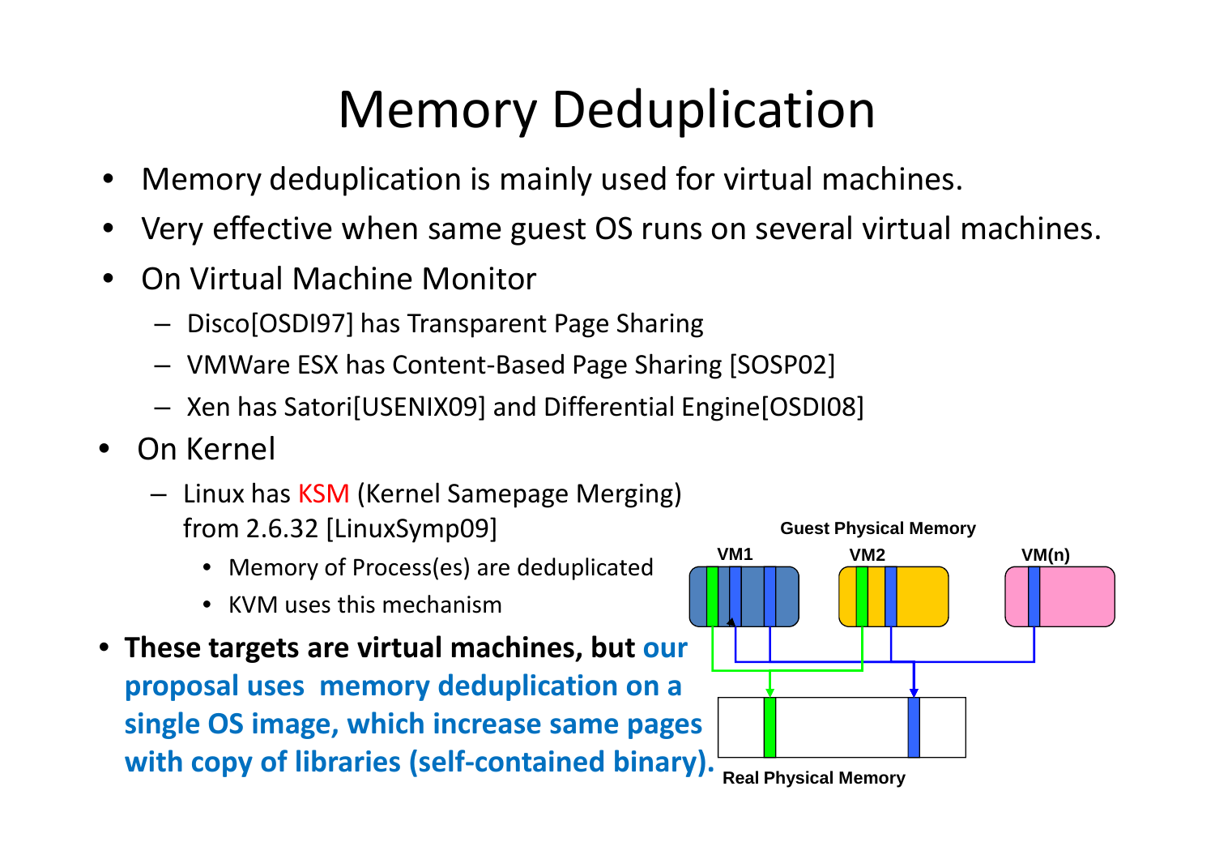# Memory Deduplication

- Memory deduplication is mainly used for virtual machines.
- Very effective when same guest OS runs on several virtual machines.
- On Virtual Machine Monitor
  - Disco[OSDI97] has Transparent Page Sharing
  - VMWare ESX has Content-Based Page Sharing [SOSP02]
  - Xen has Satori[USENIX09] and Differential Engine[OSDI08]
- On Kernel
  - Linux has KSM (Kernel Samepage Merging) from 2.6.32 [LinuxSymp09]
    - Memory of Process(es) are deduplicated
    - KVM uses this mechanism
- **These targets are virtual machines, but our proposal uses memory deduplication on a single OS image, which increase same pages with copy of libraries (self-contained binary).**

Guest Physical Memory

VM1

VM2

VM(n)

Real Physical Memory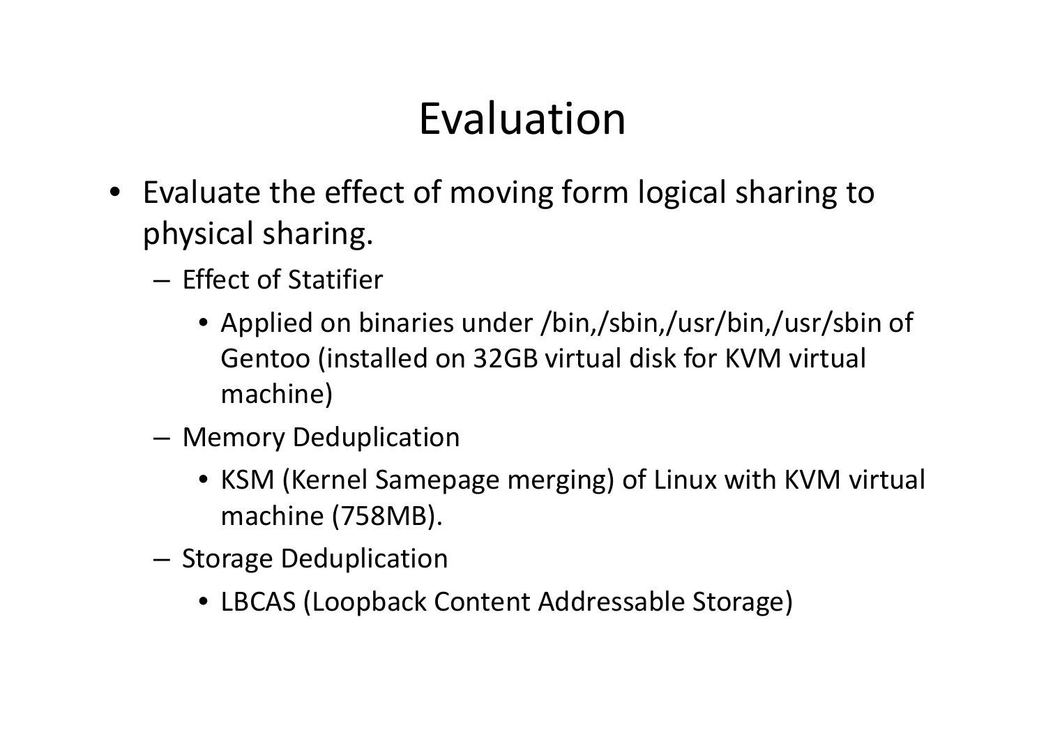# Evaluation

- Evaluate the effect of moving form logical sharing to physical sharing.
  - Effect of Statifier
    - Applied on binaries under /bin,/sbin,/usr/bin,/usr/sbin of Gentoo (installed on 32GB virtual disk for KVM virtual machine)
  - Memory Deduplication
    - KSM (Kernel Samepage merging) of Linux with KVM virtual machine (758MB).
  - Storage Deduplication
    - LBCAS (Loopback Content Addressable Storage)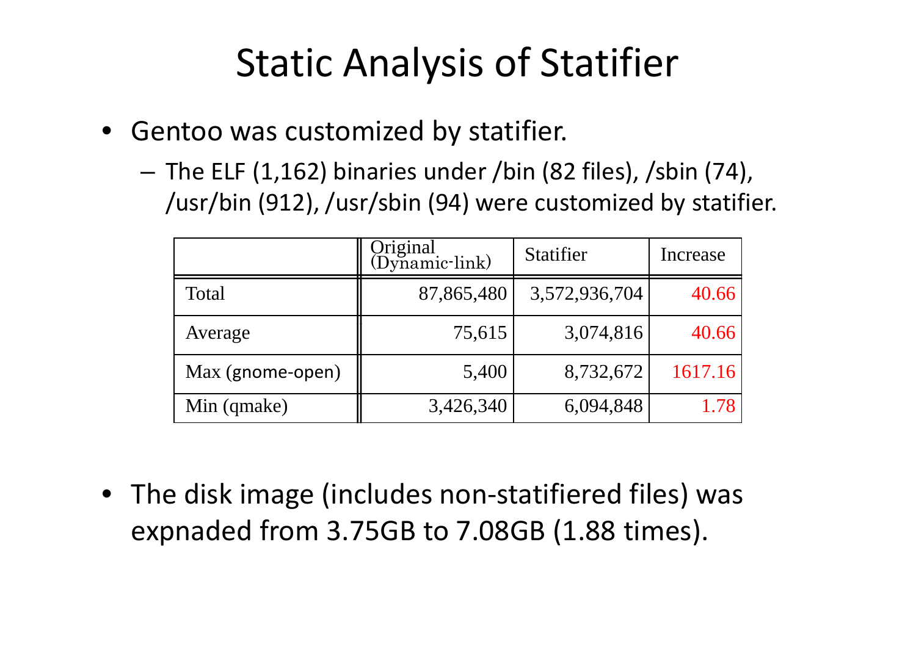# Static Analysis of Statifier

- Gentoo was customized by statifier.
  - The ELF (1,162) binaries under /bin (82 files), /sbin (74), /usr/bin (912), /usr/sbin (94) were customized by statifier.

| | Original (Dynamic-link) | Statifier | Increase |
|---|---|---|---|
| Total | 87,865,480 | 3,572,936,704 | 40.66 |
| Average | 75,615 | 3,074,816 | 40.66 |
| Max (gnome-open) | 5,400 | 8,732,672 | 1617.16 |
| Min (qmake) | 3,426,340 | 6,094,848 | 1.78 |

- The disk image (includes non-statifiered files) was expnaded from 3.75GB to 7.08GB (1.88 times).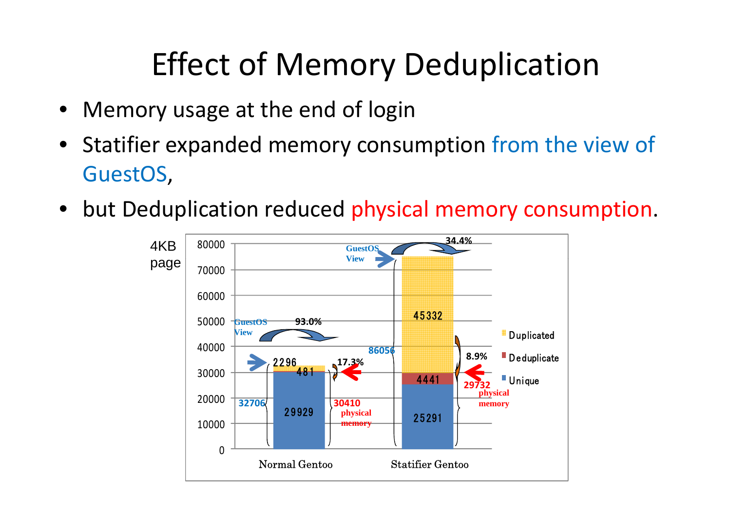# Effect of Memory Deduplication

- Memory usage at the end of login
- Statifier expanded memory consumption from the view of GuestOS,
- but Deduplication reduced physical memory consumption.

4KB page

80000
70000
60000
50000
40000
30000
20000
10000
0

Normal Gentoo

Statifier Gentoo

GuestOS View

93.0%

2296

481

29929

32706

17.3%

30410 physical memory

GuestOS View

34.4%

45332

4441

25291

86056

8.9%

29732 physical memory

Duplicated

Deduplicate

Unique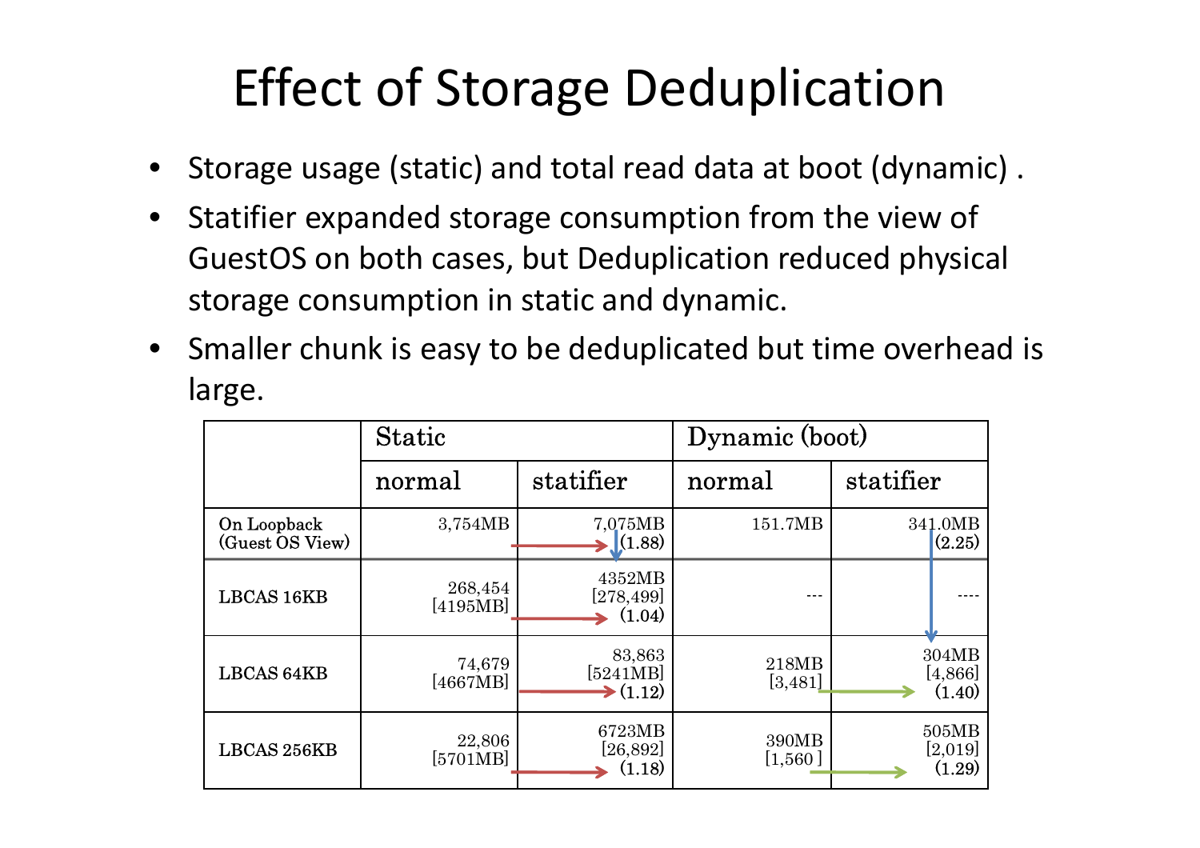# Effect of Storage Deduplication

- Storage usage (static) and total read data at boot (dynamic) .
- Statifier expanded storage consumption from the view of GuestOS on both cases, but Deduplication reduced physical storage consumption in static and dynamic.
- Smaller chunk is easy to be deduplicated but time overhead is large.

| | Static | | Dynamic (boot) | |
|---|---|---|---|---|
| | normal | statifier | normal | statifier |
| On Loopback (Guest OS View) | 3,754MB | 7,075MB (1.88) | 151.7MB | 341.0MB (2.25) |
| LBCAS 16KB | 268,454 [4195MB] | 4352MB [278,499] (1.04) | --- | ---- |
| LBCAS 64KB | 74,679 [4667MB] | 83,863 [5241MB] (1.12) | 218MB [3,481] | 304MB [4,866] (1.40) |
| LBCAS 256KB | 22,806 [5701MB] | 6723MB [26,892] (1.18) | 390MB [1,560 ] | 505MB [2,019] (1.29) |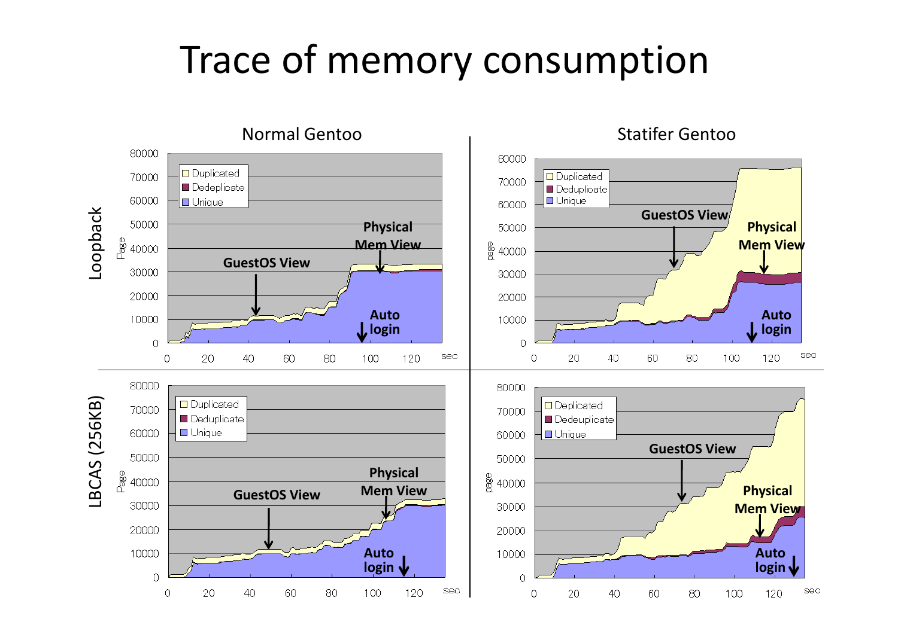# Trace of memory consumption

Normal Gentoo

Statifer Gentoo

Loopback

80000
70000
60000
50000
40000
30000
20000
10000
0

Page

0 20 40 60 80 100 120 sec

Duplicated
Dedeplicate
Unique

GuestOS View

Physical Mem View

Auto login

80000
70000
60000
50000
40000
30000
20000
10000
0

page

0 20 40 60 80 100 120 sec

Duplicated
Dedeplicate
Unique

GuestOS View

Physical Mem View

Auto login

LBCAS (256KB)

80000
70000
60000
50000
40000
30000
20000
10000
0

Page

0 20 40 60 80 100 120 sec

Duplicated
Deduplicate
Unique

GuestOS View

Physical Mem View

Auto login

80000
70000
60000
50000
40000
30000
20000
10000
0

page

0 20 40 60 80 100 120 sec

Deplicated
Dedeuplicate
Unique

GuestOS View

Physical Mem View

Auto login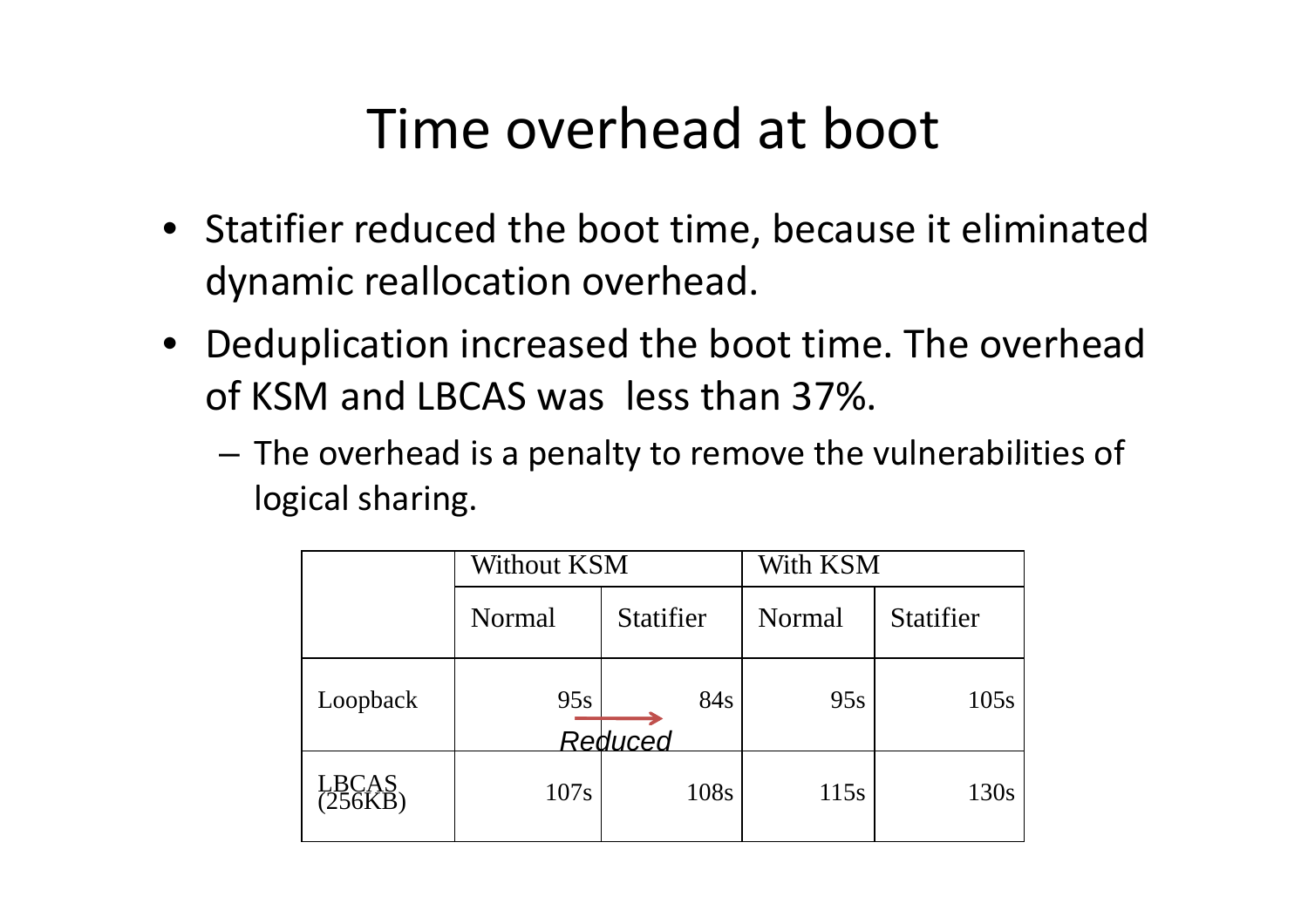# Time overhead at boot

- Statifier reduced the boot time, because it eliminated dynamic reallocation overhead.
- Deduplication increased the boot time. The overhead of KSM and LBCAS was less than 37%.
  - The overhead is a penalty to remove the vulnerabilities of logical sharing.

| | Without KSM | | With KSM | |
|---|---|---|---|---|
| | Normal | Statifier | Normal | Statifier |
| Loopback | 95s | 84s | 95s | 105s |
| LBCAS (256KB) | 107s | 108s | 115s | 130s |

*Reduced*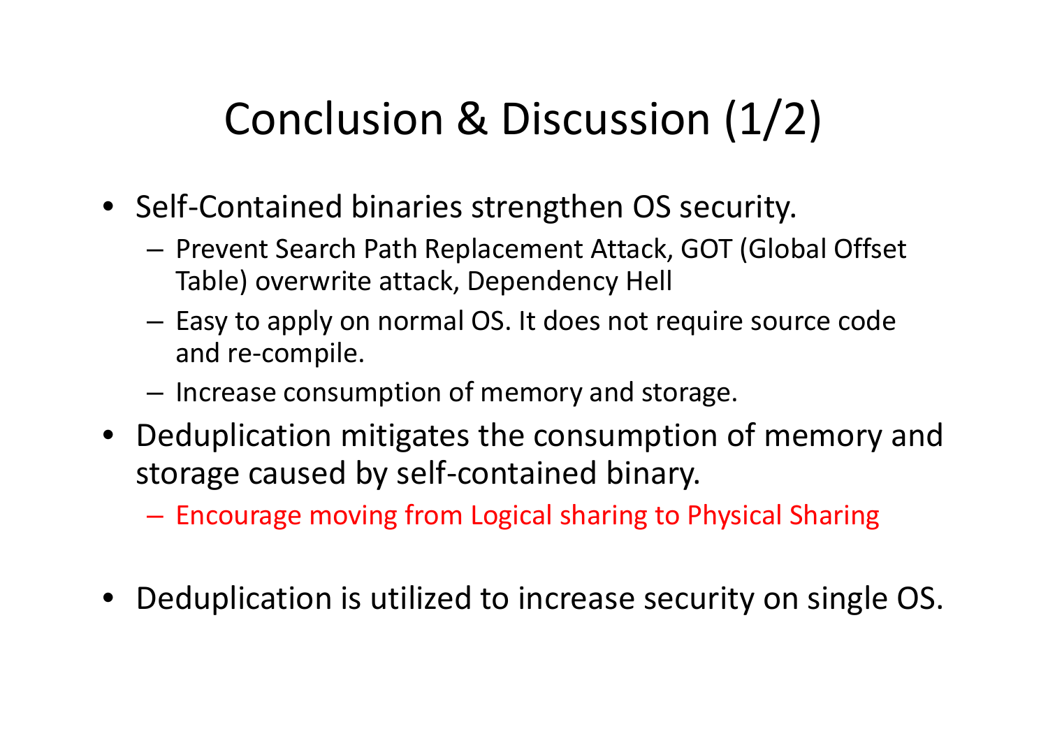# Conclusion & Discussion (1/2)

- Self-Contained binaries strengthen OS security.
  - Prevent Search Path Replacement Attack, GOT (Global Offset Table) overwrite attack, Dependency Hell
  - Easy to apply on normal OS. It does not require source code and re-compile.
  - Increase consumption of memory and storage.
- Deduplication mitigates the consumption of memory and storage caused by self-contained binary.
  - Encourage moving from Logical sharing to Physical Sharing
- Deduplication is utilized to increase security on single OS.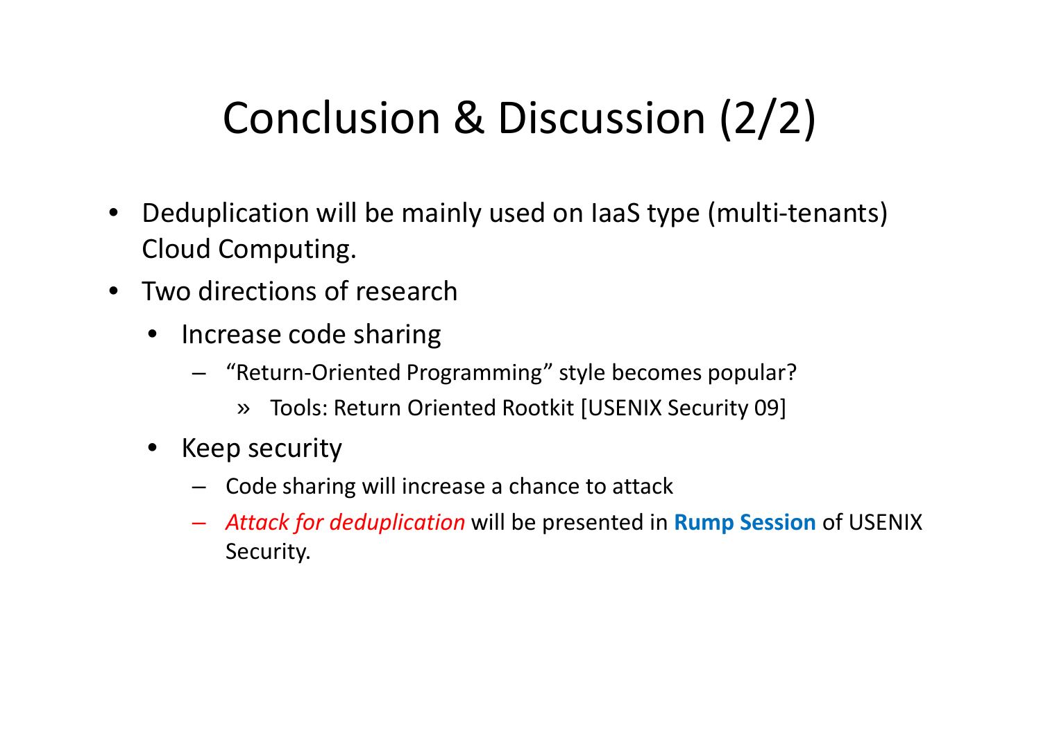# Conclusion & Discussion (2/2)

- Deduplication will be mainly used on IaaS type (multi-tenants) Cloud Computing.
- Two directions of research
  - Increase code sharing
    - "Return-Oriented Programming" style becomes popular?
      - » Tools: Return Oriented Rootkit [USENIX Security 09]
  - Keep security
    - Code sharing will increase a chance to attack
    - *Attack for deduplication* will be presented in **Rump Session** of USENIX Security.